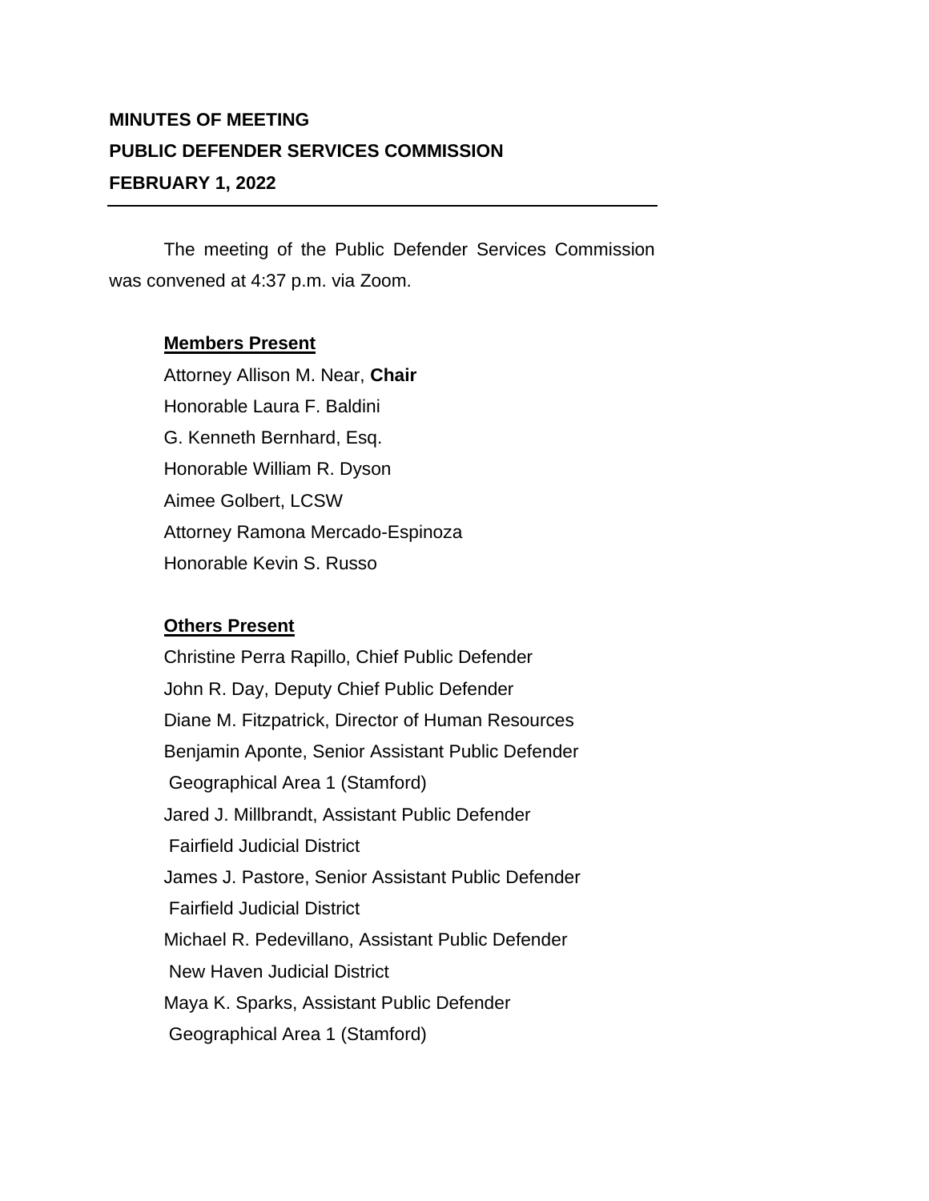**MINUTES OF MEETING**
**PUBLIC DEFENDER SERVICES COMMISSION**
**FEBRUARY 1, 2022**

---

The meeting of the Public Defender Services Commission was convened at 4:37 p.m. via Zoom.

**Members Present**

Attorney Allison M. Near, **Chair**
Honorable Laura F. Baldini
G. Kenneth Bernhard, Esq.
Honorable William R. Dyson
Aimee Golbert, LCSW
Attorney Ramona Mercado-Espinoza
Honorable Kevin S. Russo

**Others Present**

Christine Perra Rapillo, Chief Public Defender
John R. Day, Deputy Chief Public Defender
Diane M. Fitzpatrick, Director of Human Resources
Benjamin Aponte, Senior Assistant Public Defender
Geographical Area 1 (Stamford)
Jared J. Millbrandt, Assistant Public Defender
Fairfield Judicial District
James J. Pastore, Senior Assistant Public Defender
Fairfield Judicial District
Michael R. Pedevillano, Assistant Public Defender
New Haven Judicial District
Maya K. Sparks, Assistant Public Defender
Geographical Area 1 (Stamford)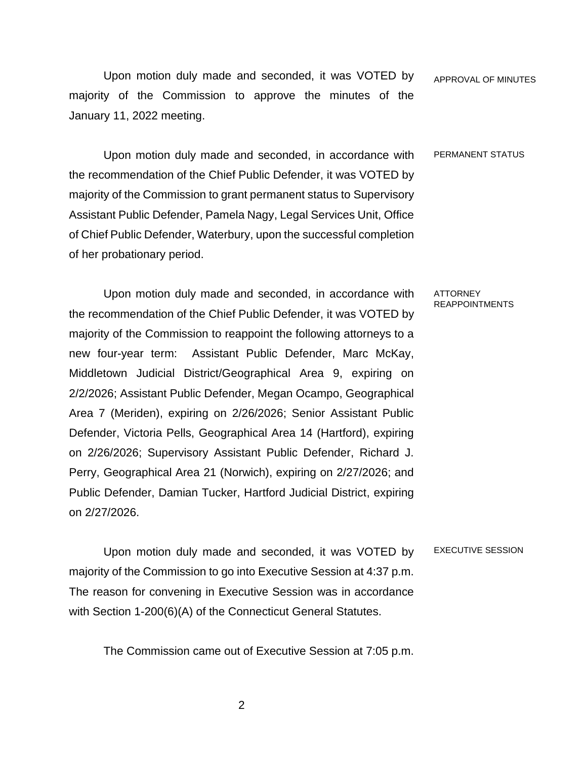**APPROVAL OF MINUTES**

Upon motion duly made and seconded, it was VOTED by majority of the Commission to approve the minutes of the January 11, 2022 meeting.

**PERMANENT STATUS**

Upon motion duly made and seconded, in accordance with the recommendation of the Chief Public Defender, it was VOTED by majority of the Commission to grant permanent status to Supervisory Assistant Public Defender, Pamela Nagy, Legal Services Unit, Office of Chief Public Defender, Waterbury, upon the successful completion of her probationary period.

**ATTORNEY REAPPOINTMENTS**

Upon motion duly made and seconded, in accordance with the recommendation of the Chief Public Defender, it was VOTED by majority of the Commission to reappoint the following attorneys to a new four-year term: Assistant Public Defender, Marc McKay, Middletown Judicial District/Geographical Area 9, expiring on 2/2/2026; Assistant Public Defender, Megan Ocampo, Geographical Area 7 (Meriden), expiring on 2/26/2026; Senior Assistant Public Defender, Victoria Pells, Geographical Area 14 (Hartford), expiring on 2/26/2026; Supervisory Assistant Public Defender, Richard J. Perry, Geographical Area 21 (Norwich), expiring on 2/27/2026; and Public Defender, Damian Tucker, Hartford Judicial District, expiring on 2/27/2026.

**EXECUTIVE SESSION**

Upon motion duly made and seconded, it was VOTED by majority of the Commission to go into Executive Session at 4:37 p.m. The reason for convening in Executive Session was in accordance with Section 1-200(6)(A) of the Connecticut General Statutes.

The Commission came out of Executive Session at 7:05 p.m.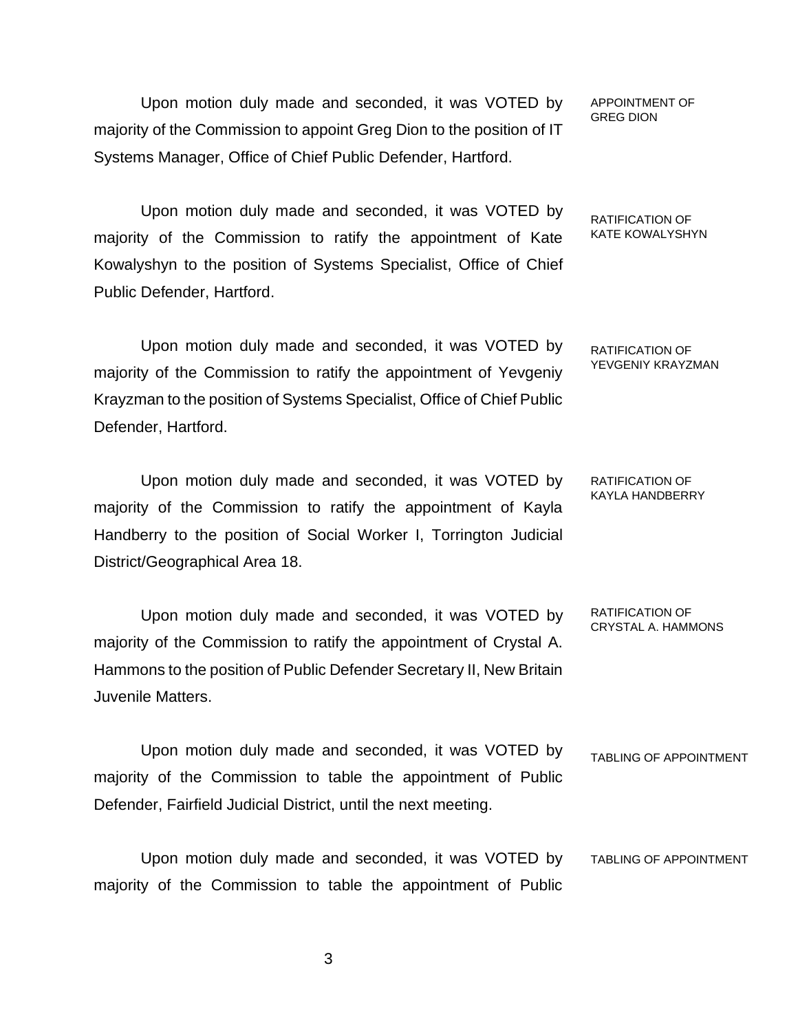Upon motion duly made and seconded, it was VOTED by majority of the Commission to appoint Greg Dion to the position of IT Systems Manager, Office of Chief Public Defender, Hartford.

APPOINTMENT OF GREG DION

Upon motion duly made and seconded, it was VOTED by majority of the Commission to ratify the appointment of Kate Kowalyshyn to the position of Systems Specialist, Office of Chief Public Defender, Hartford.

RATIFICATION OF KATE KOWALYSHYN

Upon motion duly made and seconded, it was VOTED by majority of the Commission to ratify the appointment of Yevgeniy Krayzman to the position of Systems Specialist, Office of Chief Public Defender, Hartford.

RATIFICATION OF YEVGENIY KRAYZMAN

Upon motion duly made and seconded, it was VOTED by majority of the Commission to ratify the appointment of Kayla Handberry to the position of Social Worker I, Torrington Judicial District/Geographical Area 18.

RATIFICATION OF KAYLA HANDBERRY

Upon motion duly made and seconded, it was VOTED by majority of the Commission to ratify the appointment of Crystal A. Hammons to the position of Public Defender Secretary II, New Britain Juvenile Matters.

RATIFICATION OF CRYSTAL A. HAMMONS

Upon motion duly made and seconded, it was VOTED by majority of the Commission to table the appointment of Public Defender, Fairfield Judicial District, until the next meeting.

TABLING OF APPOINTMENT

Upon motion duly made and seconded, it was VOTED by majority of the Commission to table the appointment of Public

TABLING OF APPOINTMENT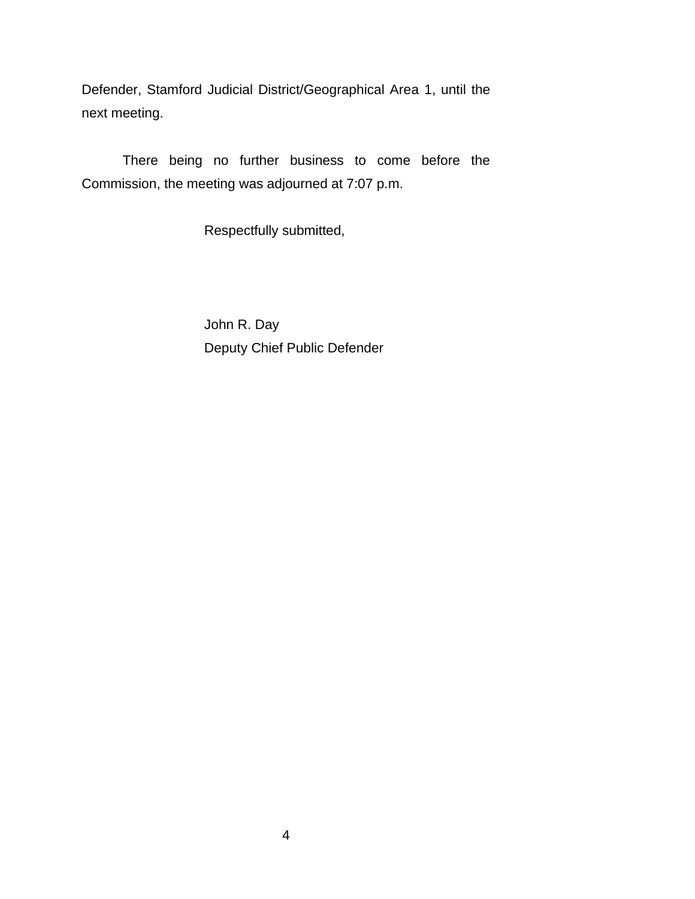Defender, Stamford Judicial District/Geographical Area 1, until the next meeting.

There being no further business to come before the Commission, the meeting was adjourned at 7:07 p.m.

Respectfully submitted,

John R. Day
Deputy Chief Public Defender